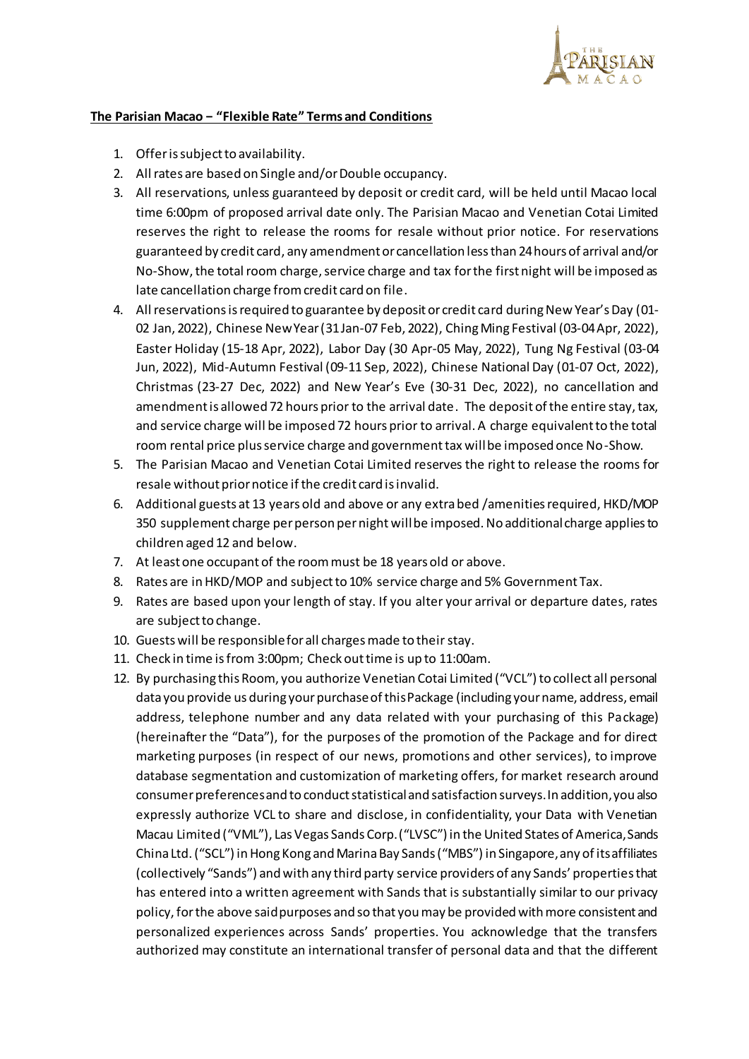**The Parisian Macao – "Flexible Rate" Terms and Conditions**

1. Offer is subject to availability.
2. All rates are based on Single and/or Double occupancy.
3. All reservations, unless guaranteed by deposit or credit card, will be held until Macao local time 6:00pm of proposed arrival date only. The Parisian Macao and Venetian Cotai Limited reserves the right to release the rooms for resale without prior notice. For reservations guaranteed by credit card, any amendment or cancellation less than 24 hours of arrival and/or No-Show, the total room charge, service charge and tax for the first night will be imposed as late cancellation charge from credit card on file.
4. All reservations is required to guarantee by deposit or credit card during New Year's Day (01-02 Jan, 2022), Chinese New Year (31 Jan-07 Feb, 2022), Ching Ming Festival (03-04 Apr, 2022), Easter Holiday (15-18 Apr, 2022), Labor Day (30 Apr-05 May, 2022), Tung Ng Festival (03-04 Jun, 2022), Mid-Autumn Festival (09-11 Sep, 2022), Chinese National Day (01-07 Oct, 2022), Christmas (23-27 Dec, 2022) and New Year's Eve (30-31 Dec, 2022), no cancellation and amendment is allowed 72 hours prior to the arrival date. The deposit of the entire stay, tax, and service charge will be imposed 72 hours prior to arrival. A charge equivalent to the total room rental price plus service charge and government tax will be imposed once No-Show.
5. The Parisian Macao and Venetian Cotai Limited reserves the right to release the rooms for resale without prior notice if the credit card is invalid.
6. Additional guests at 13 years old and above or any extra bed /amenities required, HKD/MOP 350 supplement charge per person per night will be imposed. No additional charge applies to children aged 12 and below.
7. At least one occupant of the room must be 18 years old or above.
8. Rates are in HKD/MOP and subject to 10% service charge and 5% Government Tax.
9. Rates are based upon your length of stay. If you alter your arrival or departure dates, rates are subject to change.
10. Guests will be responsible for all charges made to their stay.
11. Check in time is from 3:00pm; Check out time is up to 11:00am.
12. By purchasing this Room, you authorize Venetian Cotai Limited ("VCL") to collect all personal data you provide us during your purchase of this Package (including your name, address, email address, telephone number and any data related with your purchasing of this Package) (hereinafter the "Data"), for the purposes of the promotion of the Package and for direct marketing purposes (in respect of our news, promotions and other services), to improve database segmentation and customization of marketing offers, for market research around consumer preferences and to conduct statistical and satisfaction surveys. In addition, you also expressly authorize VCL to share and disclose, in confidentiality, your Data with Venetian Macau Limited ("VML"), Las Vegas Sands Corp. ("LVSC") in the United States of America, Sands China Ltd. ("SCL") in Hong Kong and Marina Bay Sands ("MBS") in Singapore, any of its affiliates (collectively "Sands") and with any third party service providers of any Sands' properties that has entered into a written agreement with Sands that is substantially similar to our privacy policy, for the above said purposes and so that you may be provided with more consistent and personalized experiences across Sands' properties. You acknowledge that the transfers authorized may constitute an international transfer of personal data and that the different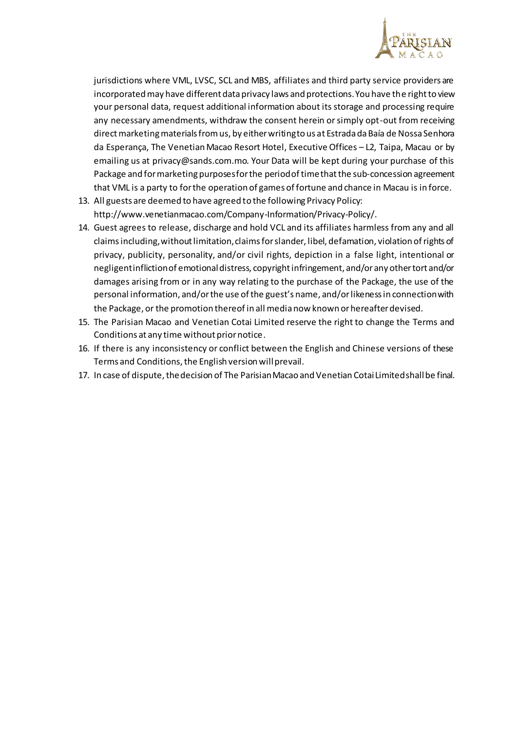jurisdictions where VML, LVSC, SCL and MBS, affiliates and third party service providers are incorporated may have different data privacy laws and protections. You have the right to view your personal data, request additional information about its storage and processing require any necessary amendments, withdraw the consent herein or simply opt-out from receiving direct marketing materials from us, by either writing to us at Estrada da Baía de Nossa Senhora da Esperança, The Venetian Macao Resort Hotel, Executive Offices – L2, Taipa, Macau or by emailing us at privacy@sands.com.mo. Your Data will be kept during your purchase of this Package and for marketing purposes for the period of time that the sub-concession agreement that VML is a party to for the operation of games of fortune and chance in Macau is in force.

13. All guests are deemed to have agreed to the following Privacy Policy: http://www.venetianmacao.com/Company-Information/Privacy-Policy/.
14. Guest agrees to release, discharge and hold VCL and its affiliates harmless from any and all claims including, without limitation, claims for slander, libel, defamation, violation of rights of privacy, publicity, personality, and/or civil rights, depiction in a false light, intentional or negligent infliction of emotional distress, copyright infringement, and/or any other tort and/or damages arising from or in any way relating to the purchase of the Package, the use of the personal information, and/or the use of the guest's name, and/or likeness in connection with the Package, or the promotion thereof in all media now known or hereafter devised.
15. The Parisian Macao and Venetian Cotai Limited reserve the right to change the Terms and Conditions at any time without prior notice.
16. If there is any inconsistency or conflict between the English and Chinese versions of these Terms and Conditions, the English version will prevail.
17. In case of dispute, the decision of The Parisian Macao and Venetian Cotai Limited shall be final.